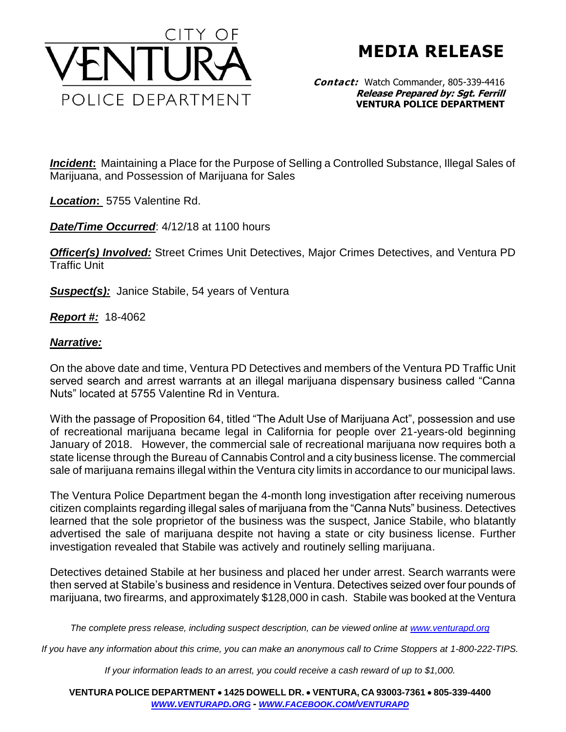CITY OF VENTURA POLICE DEPARTMENT

# MEDIA RELEASE

***Contact:*** Watch Commander, 805-339-4416
***Release Prepared by: Sgt. Ferrill***
**VENTURA POLICE DEPARTMENT**

***Incident*:** Maintaining a Place for the Purpose of Selling a Controlled Substance, Illegal Sales of Marijuana, and Possession of Marijuana for Sales

***Location*:** 5755 Valentine Rd.

***Date/Time Occurred***: 4/12/18 at 1100 hours

***Officer(s) Involved:*** Street Crimes Unit Detectives, Major Crimes Detectives, and Ventura PD Traffic Unit

***Suspect(s):*** Janice Stabile, 54 years of Ventura

***Report #:*** 18-4062

***Narrative:***

On the above date and time, Ventura PD Detectives and members of the Ventura PD Traffic Unit served search and arrest warrants at an illegal marijuana dispensary business called "Canna Nuts" located at 5755 Valentine Rd in Ventura.

With the passage of Proposition 64, titled "The Adult Use of Marijuana Act", possession and use of recreational marijuana became legal in California for people over 21-years-old beginning January of 2018. However, the commercial sale of recreational marijuana now requires both a state license through the Bureau of Cannabis Control and a city business license. The commercial sale of marijuana remains illegal within the Ventura city limits in accordance to our municipal laws.

The Ventura Police Department began the 4-month long investigation after receiving numerous citizen complaints regarding illegal sales of marijuana from the "Canna Nuts" business. Detectives learned that the sole proprietor of the business was the suspect, Janice Stabile, who blatantly advertised the sale of marijuana despite not having a state or city business license. Further investigation revealed that Stabile was actively and routinely selling marijuana.

Detectives detained Stabile at her business and placed her under arrest. Search warrants were then served at Stabile's business and residence in Ventura. Detectives seized over four pounds of marijuana, two firearms, and approximately $128,000 in cash. Stabile was booked at the Ventura

*The complete press release, including suspect description, can be viewed online at [www.venturapd.org](http://www.venturapd.org)*

*If you have any information about this crime, you can make an anonymous call to Crime Stoppers at 1-800-222-TIPS.*

*If your information leads to an arrest, you could receive a cash reward of up to $1,000.*

**VENTURA POLICE DEPARTMENT • 1425 DOWELL DR. • VENTURA, CA 93003-7361 • 805-339-4400**
***[WWW.VENTURAPD.ORG](http://www.venturapd.org) - [WWW.FACEBOOK.COM/VENTURAPD](http://www.facebook.com/venturapd)***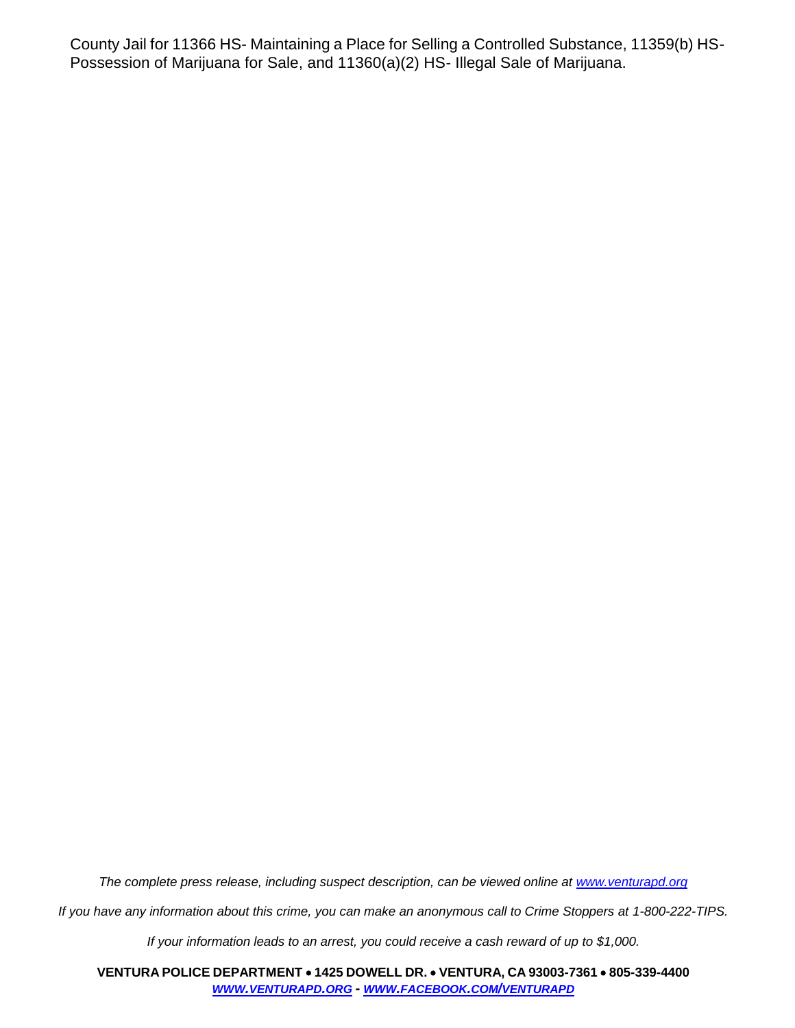County Jail for 11366 HS- Maintaining a Place for Selling a Controlled Substance, 11359(b) HS- Possession of Marijuana for Sale, and 11360(a)(2) HS- Illegal Sale of Marijuana.

*The complete press release, including suspect description, can be viewed online at [www.venturapd.org](http://www.venturapd.org)*

*If you have any information about this crime, you can make an anonymous call to Crime Stoppers at 1-800-222-TIPS.*

*If your information leads to an arrest, you could receive a cash reward of up to $1,000.*

**VENTURA POLICE DEPARTMENT • 1425 DOWELL DR. • VENTURA, CA 93003-7361 • 805-339-4400**
***[WWW.VENTURAPD.ORG](http://www.venturapd.org) - [WWW.FACEBOOK.COM/VENTURAPD](http://www.facebook.com/venturapd)***